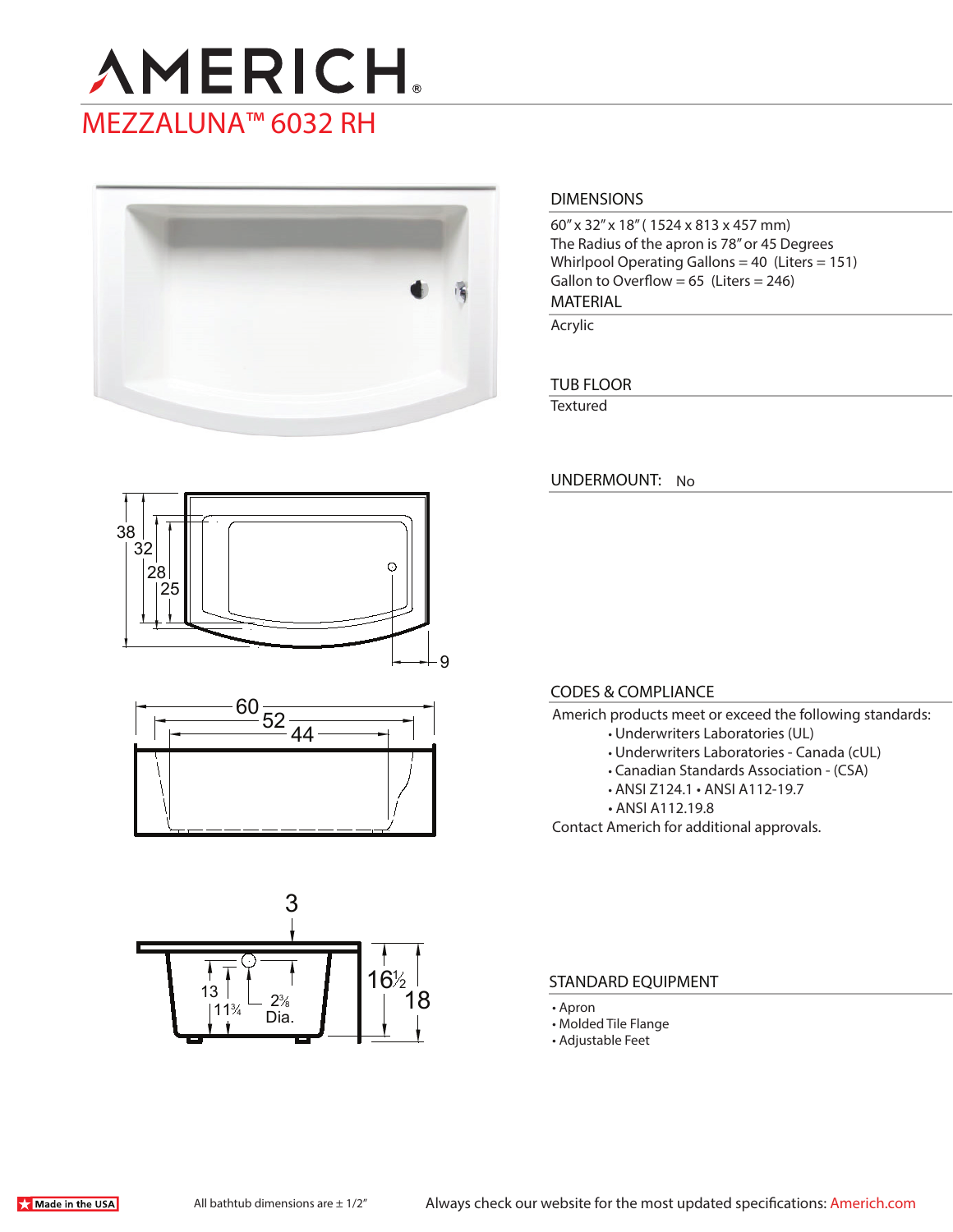# AMERICH

## MEZZALUNA™ 6032 RH

### DIMENSIONS

60" x 32" x 18" ( 1524 x 813 x 457 mm)
The Radius of the apron is 78" or 45 Degrees
Whirlpool Operating Gallons = 40 (Liters = 151)
Gallon to Overflow = 65 (Liters = 246)

### MATERIAL

Acrylic

### TUB FLOOR

Textured

### UNDERMOUNT: No

### CODES & COMPLIANCE

Americh products meet or exceed the following standards:

- Underwriters Laboratories (UL)
- Underwriters Laboratories - Canada (cUL)
- Canadian Standards Association - (CSA)
- ANSI Z124.1 • ANSI A112-19.7
- ANSI A112.19.8

Contact Americh for additional approvals.

### STANDARD EQUIPMENT

- Apron
- Molded Tile Flange
- Adjustable Feet

Made in the USA

All bathtub dimensions are ± 1/2"

Always check our website for the most updated specifications: Americh.com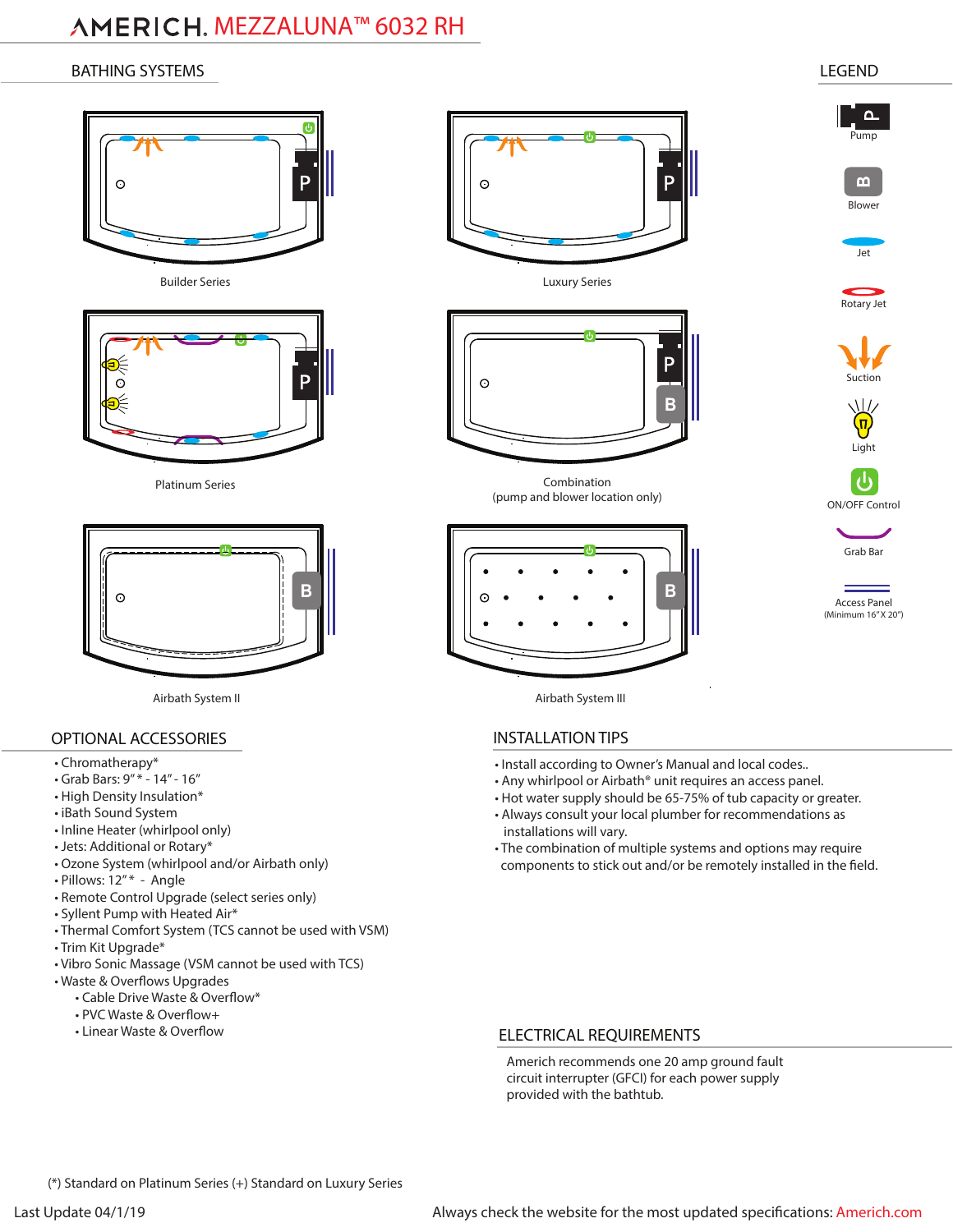# AMERICH. MEZZALUNA™ 6032 RH

## BATHING SYSTEMS

P

Builder Series

P

Luxury Series

P

Platinum Series

P

B

Combination
(pump and blower location only)

B

Airbath System II

B

Airbath System III

## LEGEND

Pump

Blower

Jet

Rotary Jet

Suction

Light

ON/OFF Control

Grab Bar

Access Panel
(Minimum 16" X 20")

## OPTIONAL ACCESSORIES

- Chromatherapy*
- Grab Bars: 9"* - 14" - 16"
- High Density Insulation*
- iBath Sound System
- Inline Heater (whirlpool only)
- Jets: Additional or Rotary*
- Ozone System (whirlpool and/or Airbath only)
- Pillows: 12"* - Angle
- Remote Control Upgrade (select series only)
- Syllent Pump with Heated Air*
- Thermal Comfort System (TCS cannot be used with VSM)
- Trim Kit Upgrade*
- Vibro Sonic Massage (VSM cannot be used with TCS)
- Waste & Overflows Upgrades
  - Cable Drive Waste & Overflow*
  - PVC Waste & Overflow+
  - Linear Waste & Overflow

## INSTALLATION TIPS

- Install according to Owner's Manual and local codes..
- Any whirlpool or Airbath® unit requires an access panel.
- Hot water supply should be 65-75% of tub capacity or greater.
- Always consult your local plumber for recommendations as installations will vary.
- The combination of multiple systems and options may require components to stick out and/or be remotely installed in the field.

## ELECTRICAL REQUIREMENTS

Americh recommends one 20 amp ground fault circuit interrupter (GFCI) for each power supply provided with the bathtub.

(*) Standard on Platinum Series (+) Standard on Luxury Series

Last Update 04/1/19

Always check the website for the most updated specifications: Americh.com